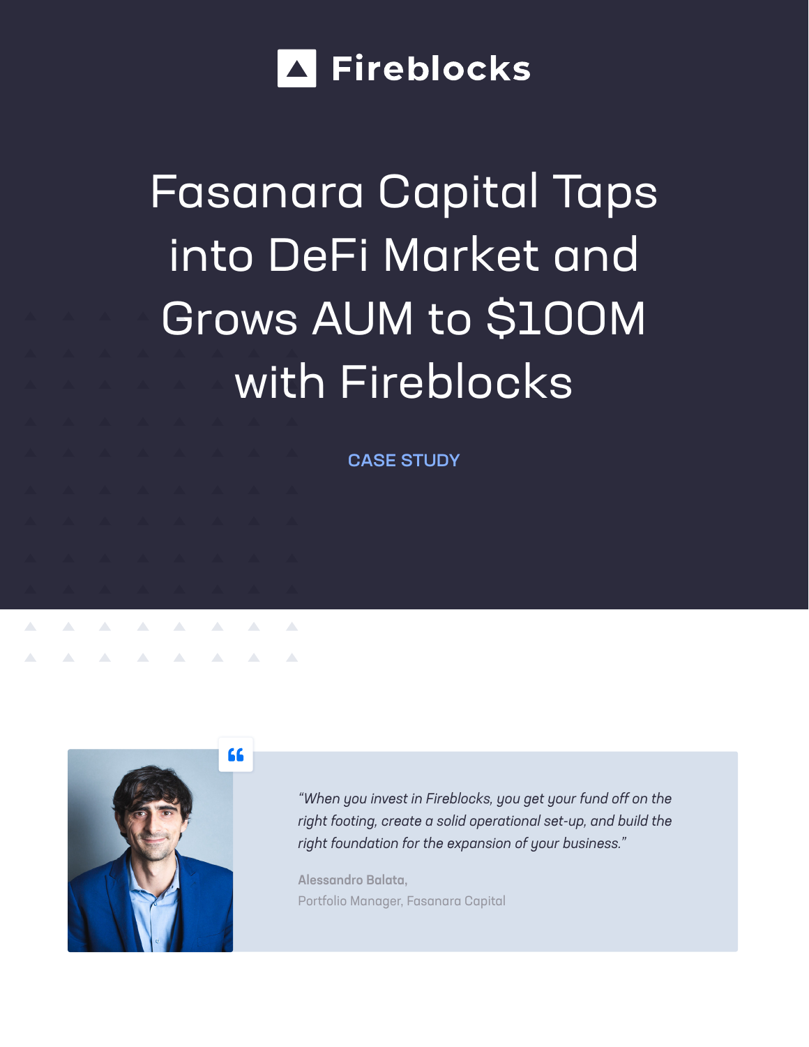Fireblocks

# Fasanara Capital Taps into DeFi Market and Grows AUM to $100M with Fireblocks

CASE STUDY

> *"When you invest in Fireblocks, you get your fund off on the right footing, create a solid operational set-up, and build the right foundation for the expansion of your business."*
>
> **Alessandro Balata,**
> Portfolio Manager, Fasanara Capital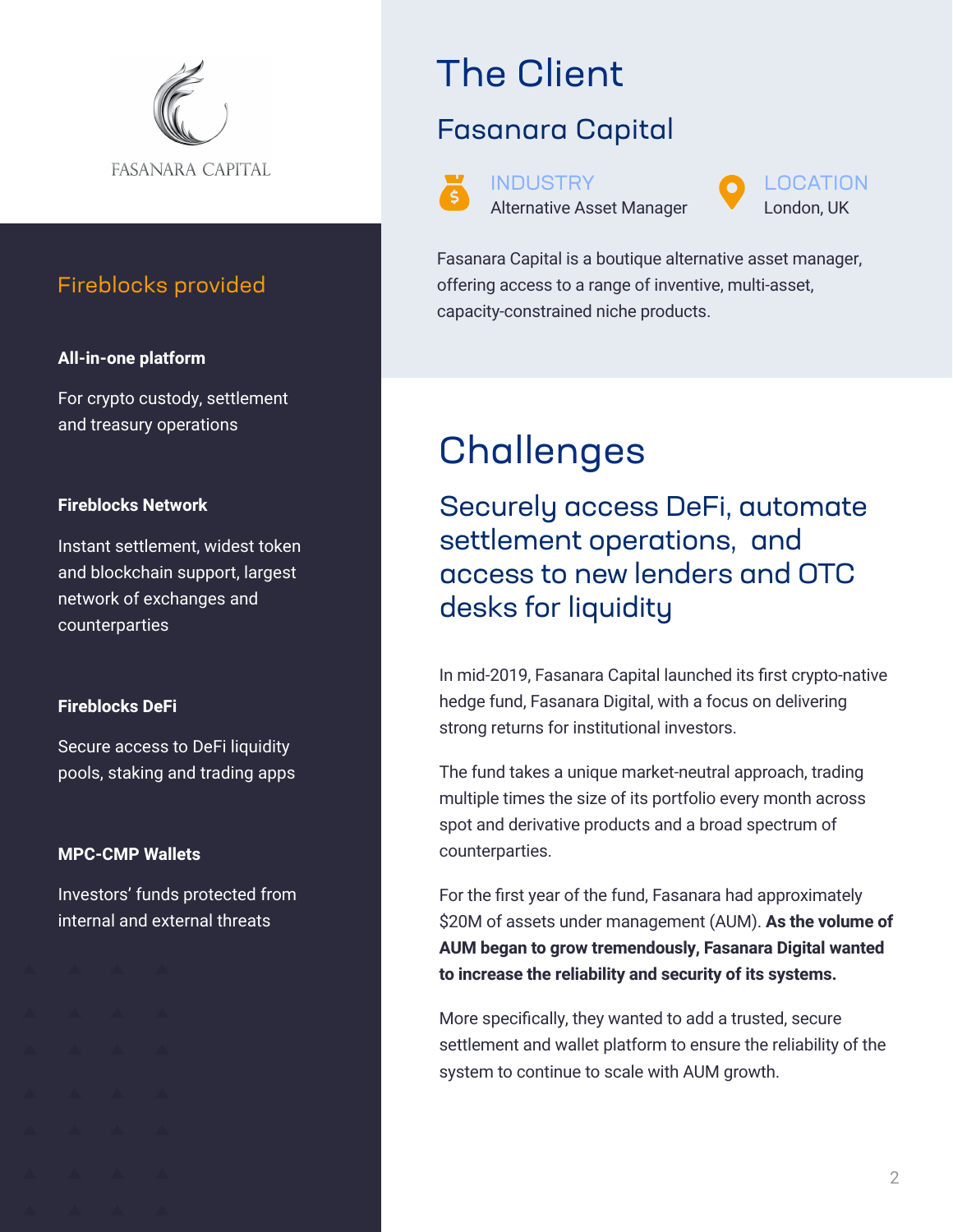FASANARA CAPITAL

## Fireblocks provided

**All-in-one platform**

For crypto custody, settlement and treasury operations

**Fireblocks Network**

Instant settlement, widest token and blockchain support, largest network of exchanges and counterparties

**Fireblocks DeFi**

Secure access to DeFi liquidity pools, staking and trading apps

**MPC-CMP Wallets**

Investors' funds protected from internal and external threats

# The Client

## Fasanara Capital

INDUSTRY
Alternative Asset Manager

LOCATION
London, UK

Fasanara Capital is a boutique alternative asset manager, offering access to a range of inventive, multi-asset, capacity-constrained niche products.

# Challenges

## Securely access DeFi, automate settlement operations, and access to new lenders and OTC desks for liquidity

In mid-2019, Fasanara Capital launched its first crypto-native hedge fund, Fasanara Digital, with a focus on delivering strong returns for institutional investors.

The fund takes a unique market-neutral approach, trading multiple times the size of its portfolio every month across spot and derivative products and a broad spectrum of counterparties.

For the first year of the fund, Fasanara had approximately $20M of assets under management (AUM). **As the volume of AUM began to grow tremendously, Fasanara Digital wanted to increase the reliability and security of its systems.**

More specifically, they wanted to add a trusted, secure settlement and wallet platform to ensure the reliability of the system to continue to scale with AUM growth.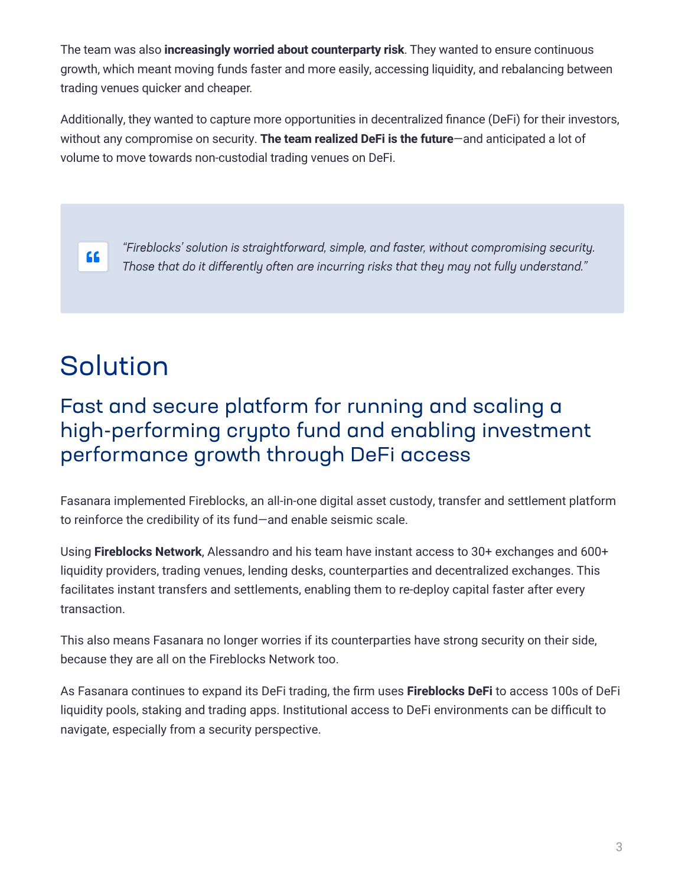The team was also **increasingly worried about counterparty risk**. They wanted to ensure continuous growth, which meant moving funds faster and more easily, accessing liquidity, and rebalancing between trading venues quicker and cheaper.

Additionally, they wanted to capture more opportunities in decentralized finance (DeFi) for their investors, without any compromise on security. **The team realized DeFi is the future**—and anticipated a lot of volume to move towards non-custodial trading venues on DeFi.

> *"Fireblocks' solution is straightforward, simple, and faster, without compromising security. Those that do it differently often are incurring risks that they may not fully understand."*

# Solution

## Fast and secure platform for running and scaling a high-performing crypto fund and enabling investment performance growth through DeFi access

Fasanara implemented Fireblocks, an all-in-one digital asset custody, transfer and settlement platform to reinforce the credibility of its fund—and enable seismic scale.

Using **Fireblocks Network**, Alessandro and his team have instant access to 30+ exchanges and 600+ liquidity providers, trading venues, lending desks, counterparties and decentralized exchanges. This facilitates instant transfers and settlements, enabling them to re-deploy capital faster after every transaction.

This also means Fasanara no longer worries if its counterparties have strong security on their side, because they are all on the Fireblocks Network too.

As Fasanara continues to expand its DeFi trading, the firm uses **Fireblocks DeFi** to access 100s of DeFi liquidity pools, staking and trading apps. Institutional access to DeFi environments can be difficult to navigate, especially from a security perspective.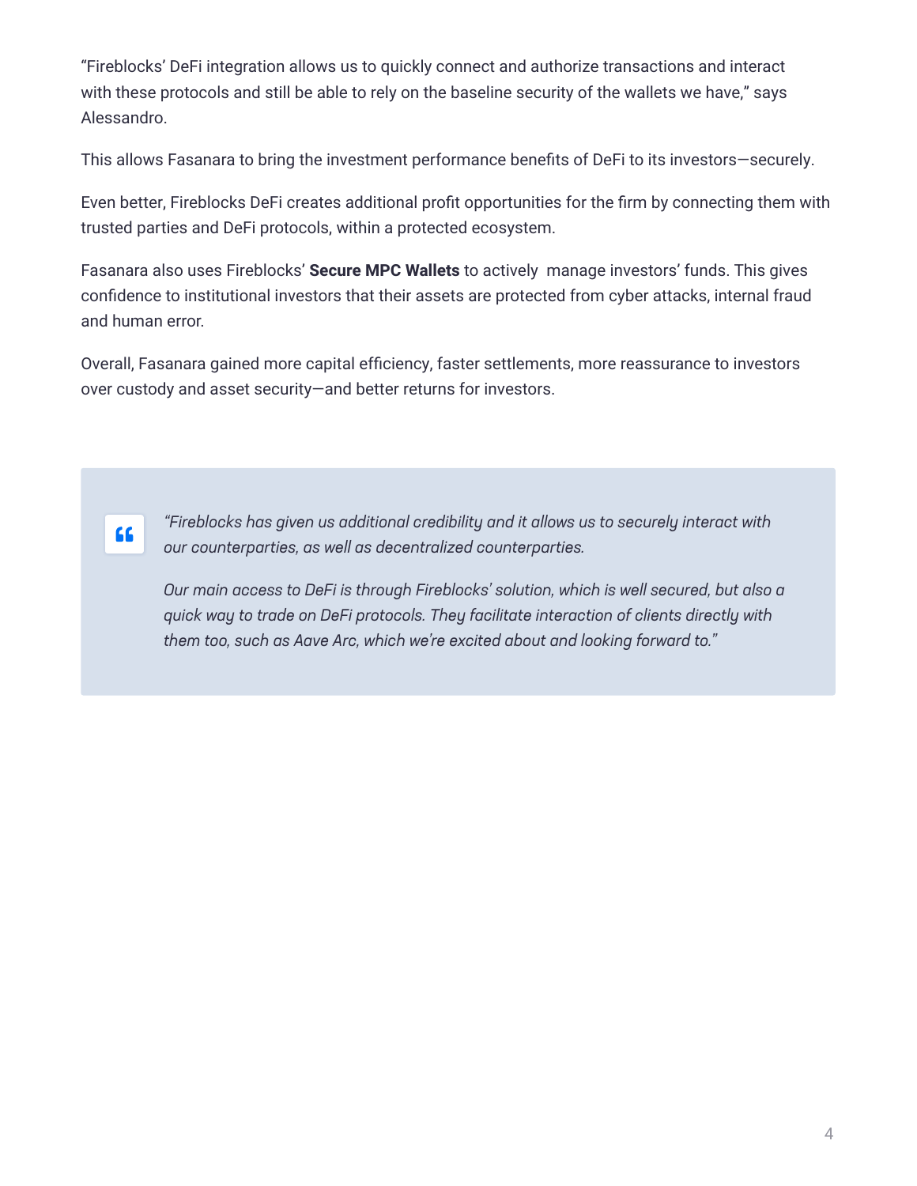"Fireblocks' DeFi integration allows us to quickly connect and authorize transactions and interact with these protocols and still be able to rely on the baseline security of the wallets we have," says Alessandro.

This allows Fasanara to bring the investment performance benefits of DeFi to its investors—securely.

Even better, Fireblocks DeFi creates additional profit opportunities for the firm by connecting them with trusted parties and DeFi protocols, within a protected ecosystem.

Fasanara also uses Fireblocks' **Secure MPC Wallets** to actively manage investors' funds. This gives confidence to institutional investors that their assets are protected from cyber attacks, internal fraud and human error.

Overall, Fasanara gained more capital efficiency, faster settlements, more reassurance to investors over custody and asset security—and better returns for investors.

> *"Fireblocks has given us additional credibility and it allows us to securely interact with our counterparties, as well as decentralized counterparties.*
>
> *Our main access to DeFi is through Fireblocks' solution, which is well secured, but also a quick way to trade on DeFi protocols. They facilitate interaction of clients directly with them too, such as Aave Arc, which we're excited about and looking forward to."*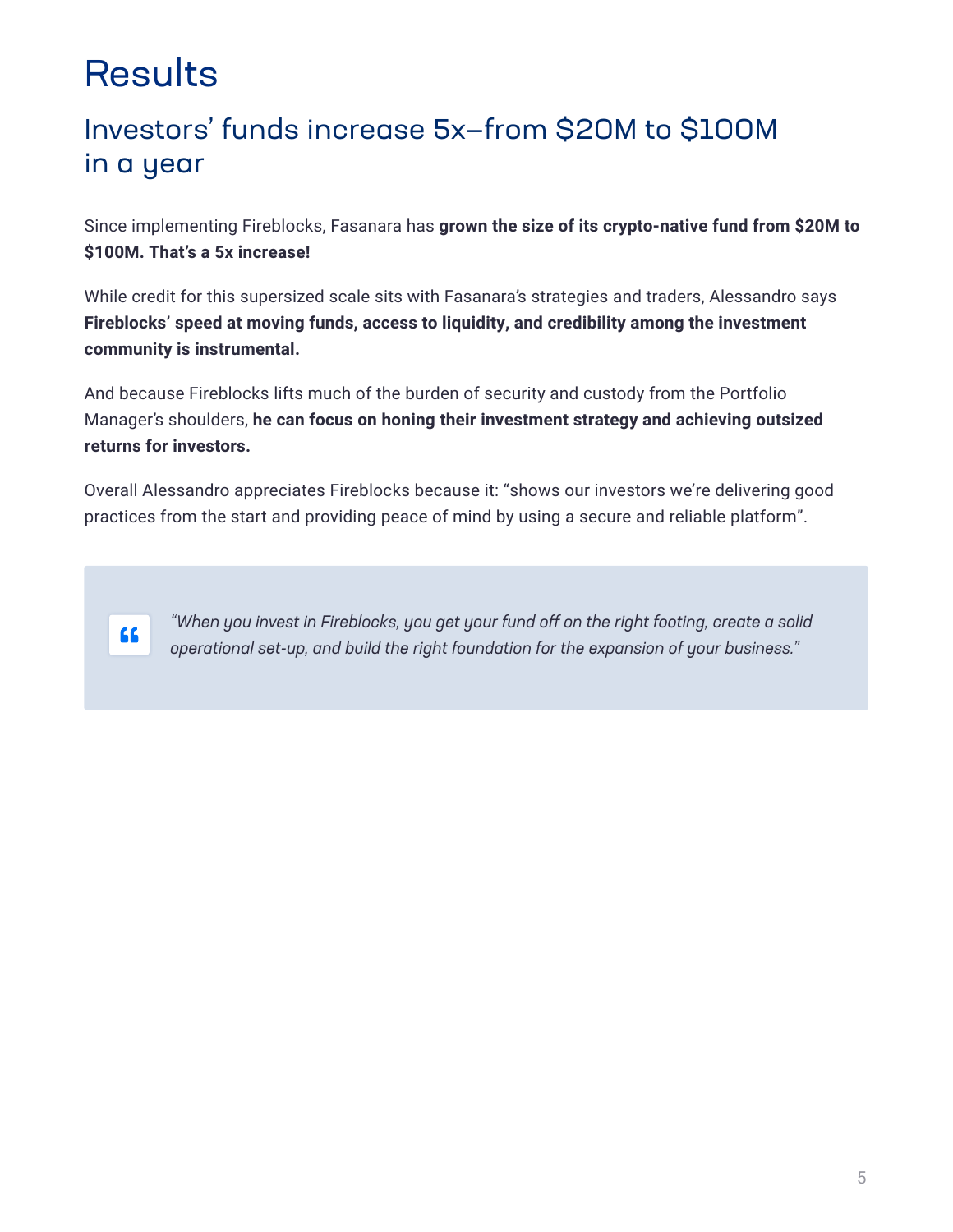# Results

## Investors' funds increase 5x—from $20M to $100M in a year

Since implementing Fireblocks, Fasanara has **grown the size of its crypto-native fund from $20M to $100M. That's a 5x increase!**

While credit for this supersized scale sits with Fasanara's strategies and traders, Alessandro says **Fireblocks' speed at moving funds, access to liquidity, and credibility among the investment community is instrumental.**

And because Fireblocks lifts much of the burden of security and custody from the Portfolio Manager's shoulders, **he can focus on honing their investment strategy and achieving outsized returns for investors.**

Overall Alessandro appreciates Fireblocks because it: "shows our investors we're delivering good practices from the start and providing peace of mind by using a secure and reliable platform".

> *"When you invest in Fireblocks, you get your fund off on the right footing, create a solid operational set-up, and build the right foundation for the expansion of your business."*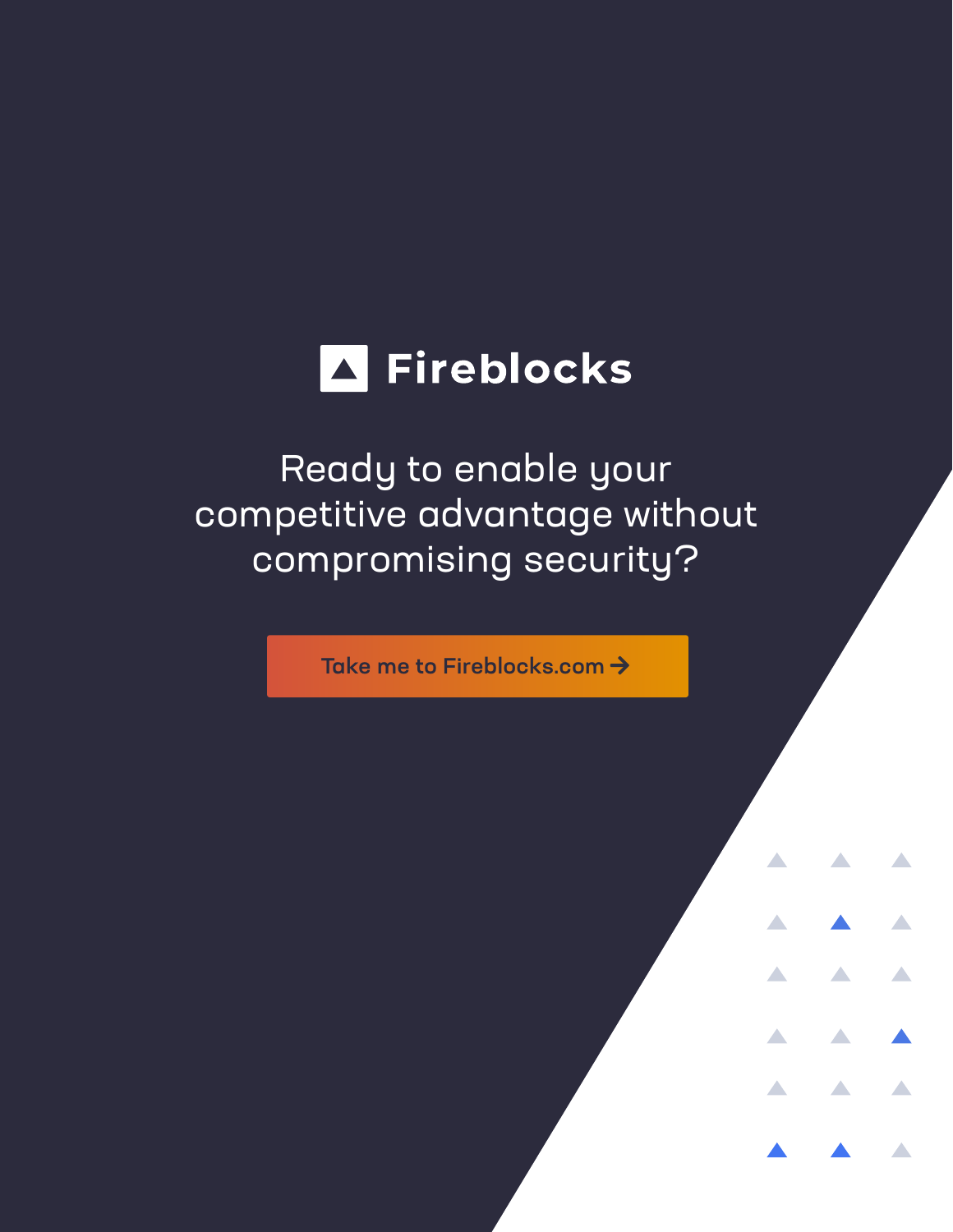# Fireblocks

Ready to enable your competitive advantage without compromising security?

Take me to Fireblocks.com →